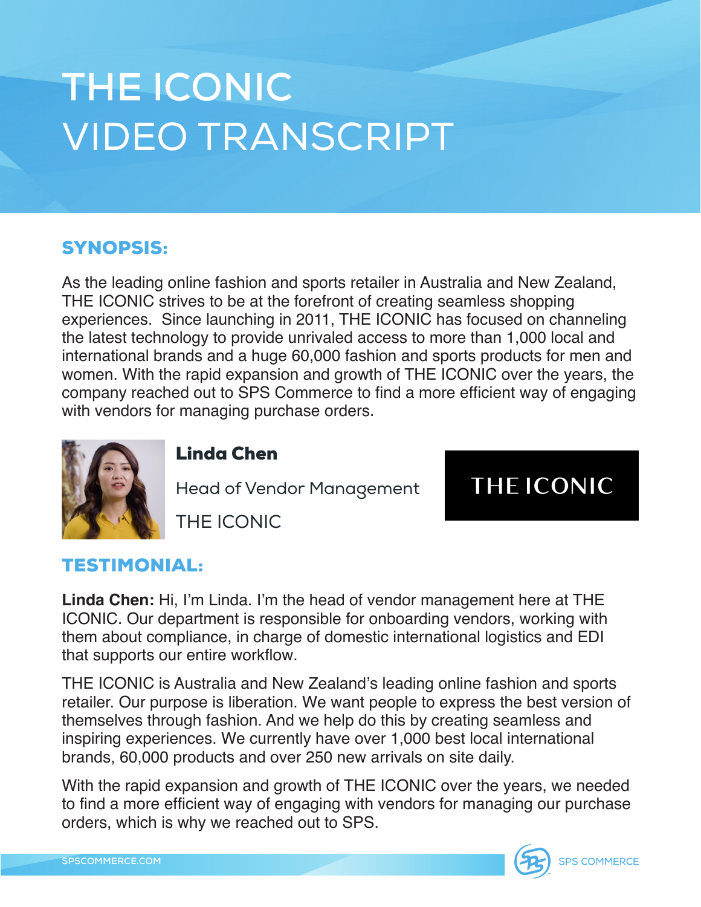# THE ICONIC
# VIDEO TRANSCRIPT

## SYNOPSIS:

As the leading online fashion and sports retailer in Australia and New Zealand, THE ICONIC strives to be at the forefront of creating seamless shopping experiences. Since launching in 2011, THE ICONIC has focused on channeling the latest technology to provide unrivaled access to more than 1,000 local and international brands and a huge 60,000 fashion and sports products for men and women. With the rapid expansion and growth of THE ICONIC over the years, the company reached out to SPS Commerce to find a more efficient way of engaging with vendors for managing purchase orders.

**Linda Chen**

Head of Vendor Management

THE ICONIC

THE ICONIC

## TESTIMONIAL:

**Linda Chen:** Hi, I'm Linda. I'm the head of vendor management here at THE ICONIC. Our department is responsible for onboarding vendors, working with them about compliance, in charge of domestic international logistics and EDI that supports our entire workflow.

THE ICONIC is Australia and New Zealand's leading online fashion and sports retailer. Our purpose is liberation. We want people to express the best version of themselves through fashion. And we help do this by creating seamless and inspiring experiences. We currently have over 1,000 best local international brands, 60,000 products and over 250 new arrivals on site daily.

With the rapid expansion and growth of THE ICONIC over the years, we needed to find a more efficient way of engaging with vendors for managing our purchase orders, which is why we reached out to SPS.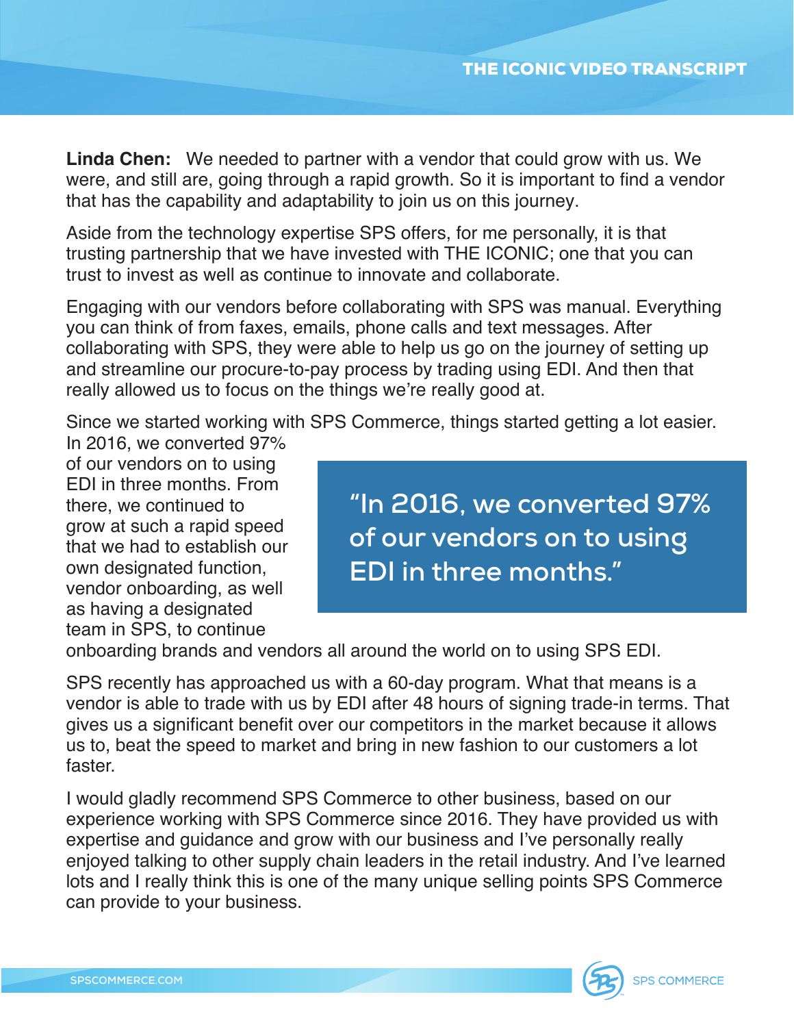**Linda Chen:** We needed to partner with a vendor that could grow with us. We were, and still are, going through a rapid growth. So it is important to find a vendor that has the capability and adaptability to join us on this journey.

Aside from the technology expertise SPS offers, for me personally, it is that trusting partnership that we have invested with THE ICONIC; one that you can trust to invest as well as continue to innovate and collaborate.

Engaging with our vendors before collaborating with SPS was manual. Everything you can think of from faxes, emails, phone calls and text messages. After collaborating with SPS, they were able to help us go on the journey of setting up and streamline our procure-to-pay process by trading using EDI. And then that really allowed us to focus on the things we're really good at.

Since we started working with SPS Commerce, things started getting a lot easier. In 2016, we converted 97% of our vendors on to using EDI in three months. From there, we continued to grow at such a rapid speed that we had to establish our own designated function, vendor onboarding, as well as having a designated team in SPS, to continue onboarding brands and vendors all around the world on to using SPS EDI.

> "In 2016, we converted 97% of our vendors on to using EDI in three months."

SPS recently has approached us with a 60-day program. What that means is a vendor is able to trade with us by EDI after 48 hours of signing trade-in terms. That gives us a significant benefit over our competitors in the market because it allows us to, beat the speed to market and bring in new fashion to our customers a lot faster.

I would gladly recommend SPS Commerce to other business, based on our experience working with SPS Commerce since 2016. They have provided us with expertise and guidance and grow with our business and I've personally really enjoyed talking to other supply chain leaders in the retail industry. And I've learned lots and I really think this is one of the many unique selling points SPS Commerce can provide to your business.